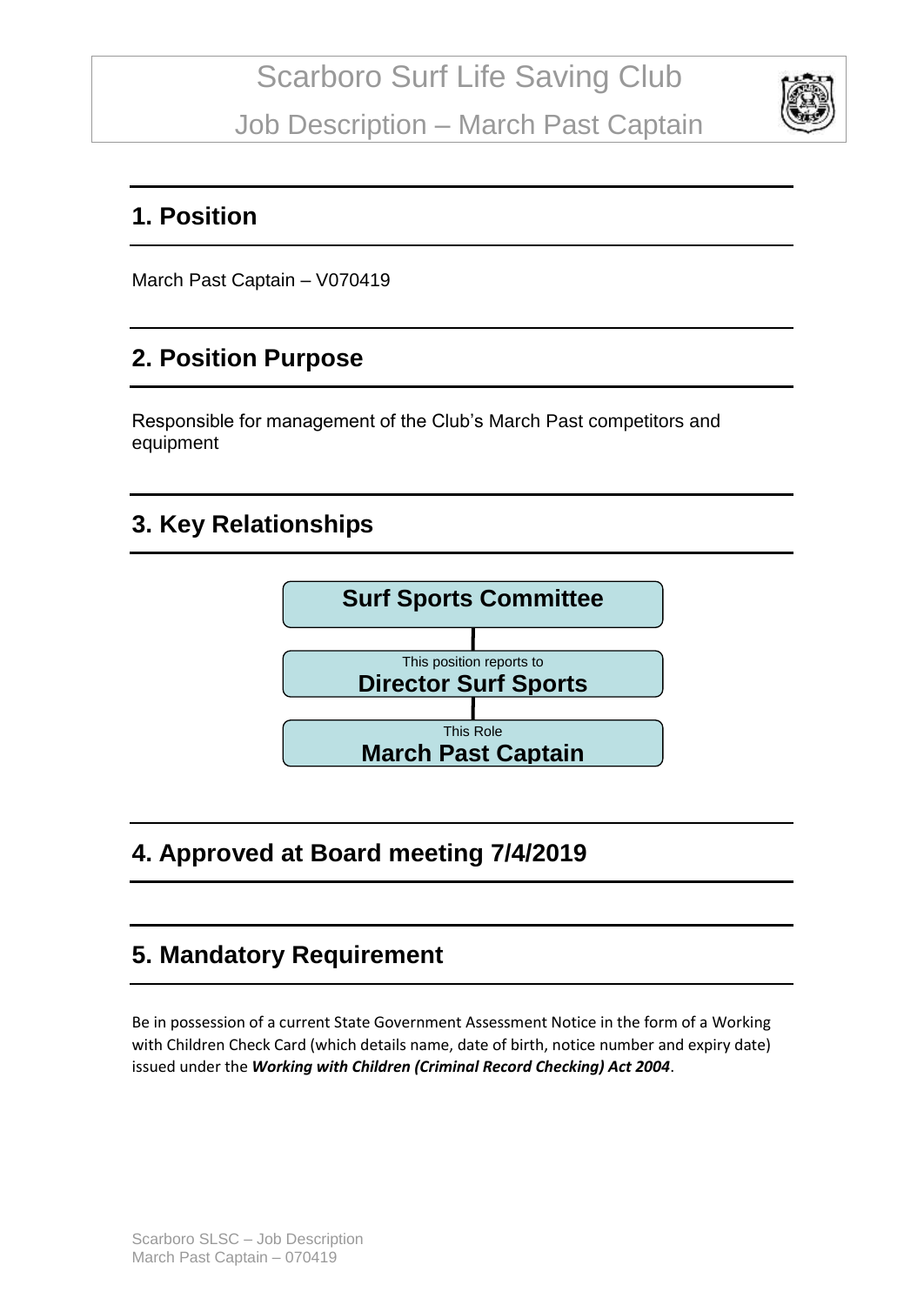# Scarboro Surf Life Saving Club

# Job Description – March Past Captain

## 1. Position

March Past Captain – V070419

## 2. Position Purpose

Responsible for management of the Club's March Past competitors and equipment

## 3. Key Relationships

**Surf Sports Committee**

This position reports to
**Director Surf Sports**

This Role
**March Past Captain**

## 4. Approved at Board meeting 7/4/2019

## 5. Mandatory Requirement

Be in possession of a current State Government Assessment Notice in the form of a Working with Children Check Card (which details name, date of birth, notice number and expiry date) issued under the ***Working with Children (Criminal Record Checking) Act 2004***.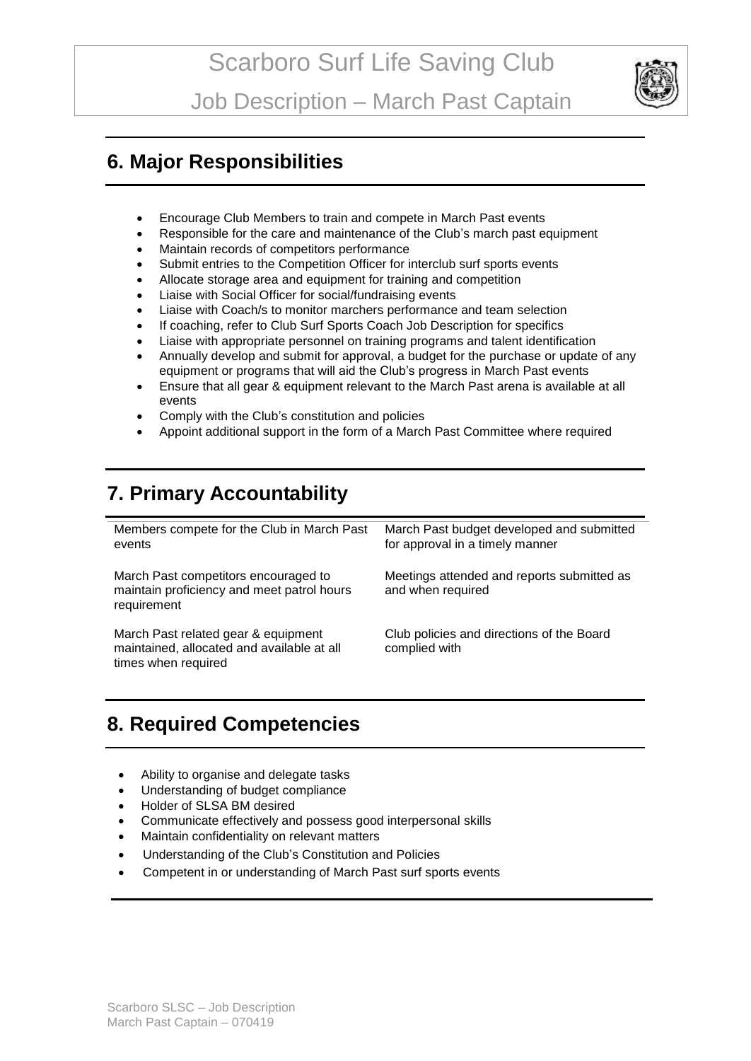## 6. Major Responsibilities

- Encourage Club Members to train and compete in March Past events
- Responsible for the care and maintenance of the Club's march past equipment
- Maintain records of competitors performance
- Submit entries to the Competition Officer for interclub surf sports events
- Allocate storage area and equipment for training and competition
- Liaise with Social Officer for social/fundraising events
- Liaise with Coach/s to monitor marchers performance and team selection
- If coaching, refer to Club Surf Sports Coach Job Description for specifics
- Liaise with appropriate personnel on training programs and talent identification
- Annually develop and submit for approval, a budget for the purchase or update of any equipment or programs that will aid the Club's progress in March Past events
- Ensure that all gear & equipment relevant to the March Past arena is available at all events
- Comply with the Club's constitution and policies
- Appoint additional support in the form of a March Past Committee where required

## 7. Primary Accountability

| | |
|---|---|
| Members compete for the Club in March Past events | March Past budget developed and submitted for approval in a timely manner |
| March Past competitors encouraged to maintain proficiency and meet patrol hours requirement | Meetings attended and reports submitted as and when required |
| March Past related gear & equipment maintained, allocated and available at all times when required | Club policies and directions of the Board complied with |

## 8. Required Competencies

- Ability to organise and delegate tasks
- Understanding of budget compliance
- Holder of SLSA BM desired
- Communicate effectively and possess good interpersonal skills
- Maintain confidentiality on relevant matters
- Understanding of the Club's Constitution and Policies
- Competent in or understanding of March Past surf sports events